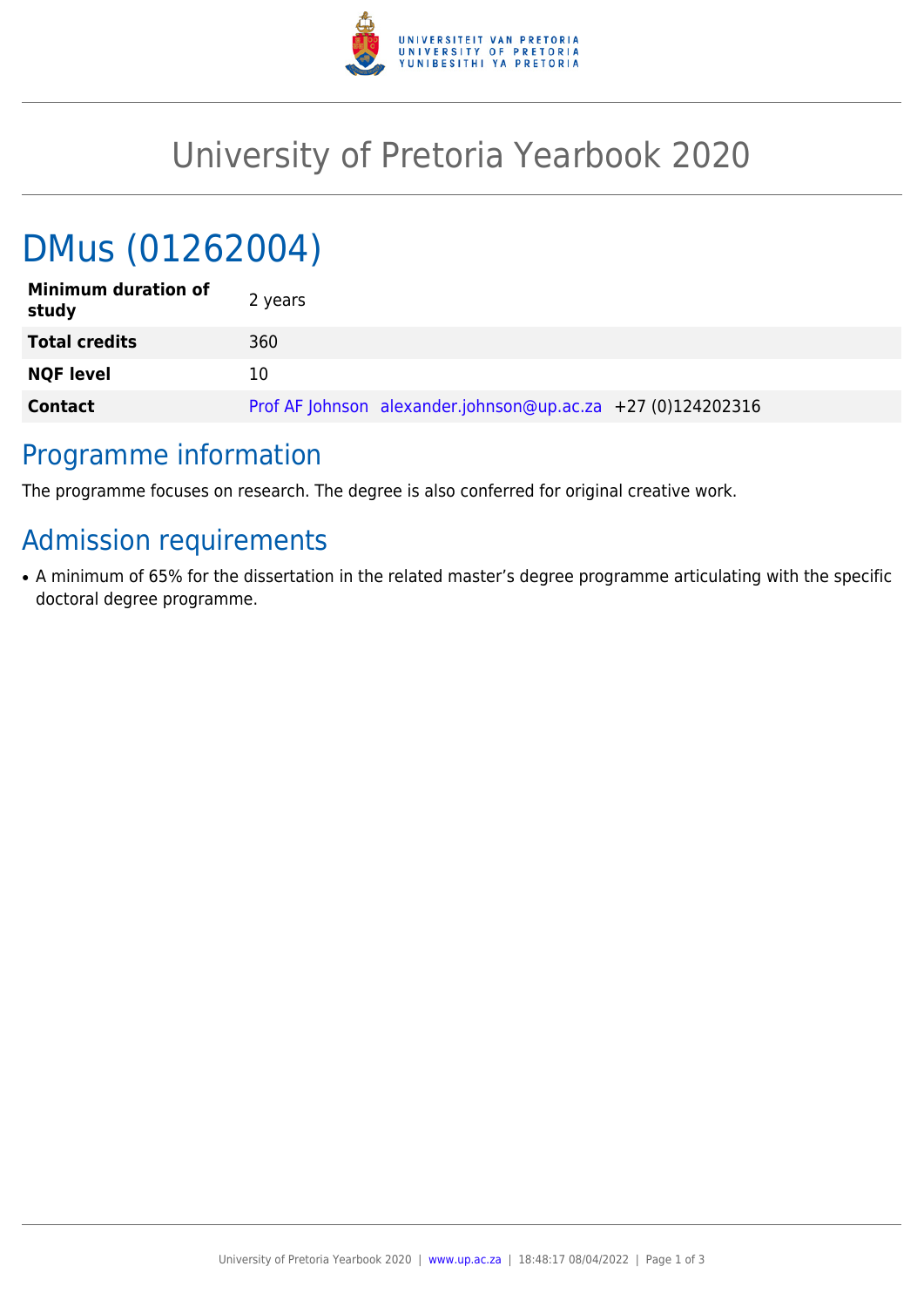# University of Pretoria Yearbook 2020

## DMus (01262004)

| | |
|---|---|
| **Minimum duration of study** | 2 years |
| **Total credits** | 360 |
| **NQF level** | 10 |
| **Contact** | Prof AF Johnson alexander.johnson@up.ac.za +27 (0)124202316 |

## Programme information

The programme focuses on research. The degree is also conferred for original creative work.

## Admission requirements

- A minimum of 65% for the dissertation in the related master's degree programme articulating with the specific doctoral degree programme.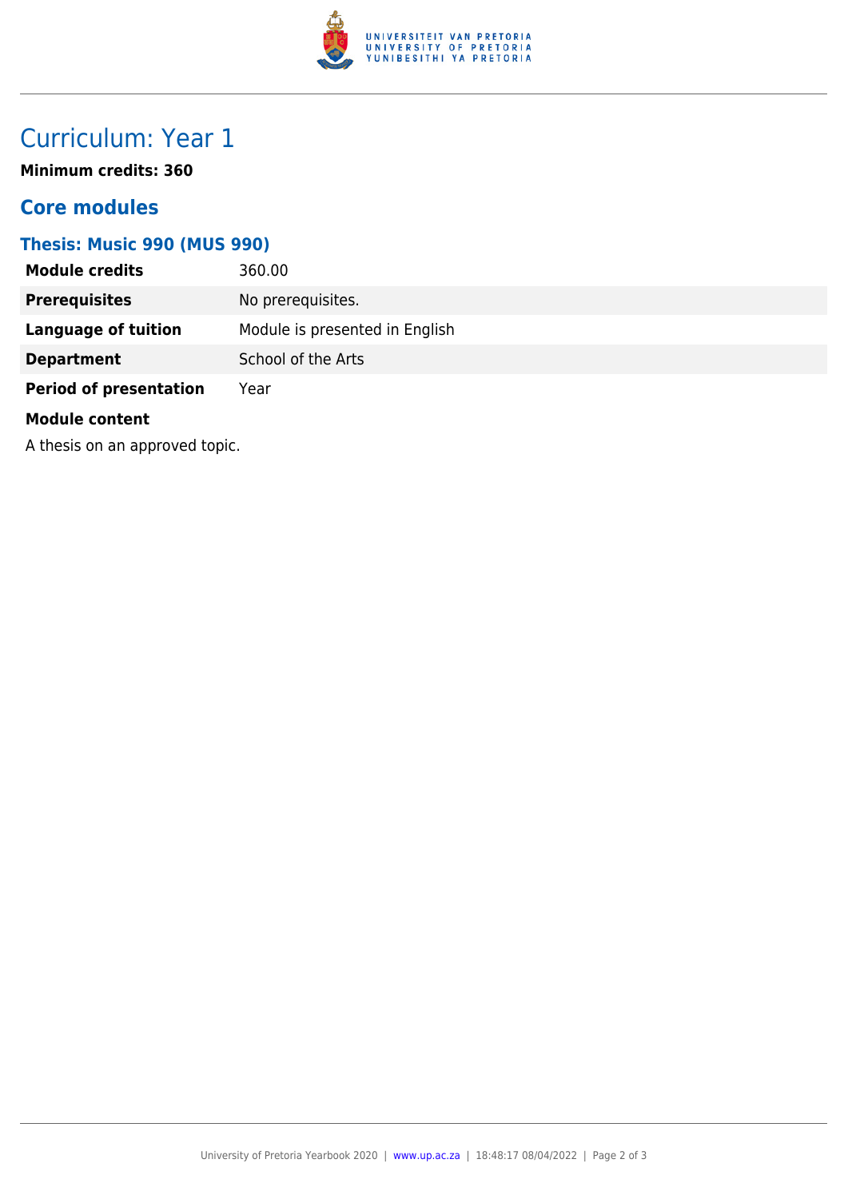# Curriculum: Year 1

**Minimum credits: 360**

## Core modules

### Thesis: Music 990 (MUS 990)

| | |
|---|---|
| **Module credits** | 360.00 |
| **Prerequisites** | No prerequisites. |
| **Language of tuition** | Module is presented in English |
| **Department** | School of the Arts |
| **Period of presentation** | Year |

**Module content**

A thesis on an approved topic.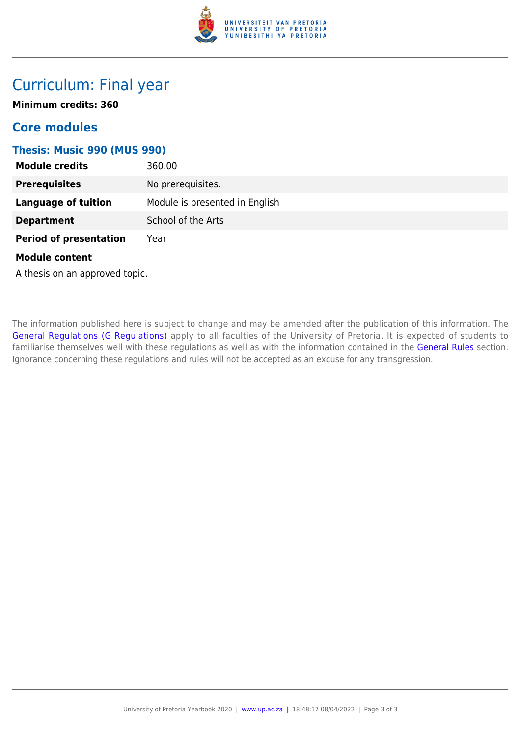# Curriculum: Final year

**Minimum credits: 360**

## Core modules

### Thesis: Music 990 (MUS 990)

| | |
|---|---|
| **Module credits** | 360.00 |
| **Prerequisites** | No prerequisites. |
| **Language of tuition** | Module is presented in English |
| **Department** | School of the Arts |
| **Period of presentation** | Year |

**Module content**

A thesis on an approved topic.

---

The information published here is subject to change and may be amended after the publication of this information. The General Regulations (G Regulations) apply to all faculties of the University of Pretoria. It is expected of students to familiarise themselves well with these regulations as well as with the information contained in the General Rules section. Ignorance concerning these regulations and rules will not be accepted as an excuse for any transgression.